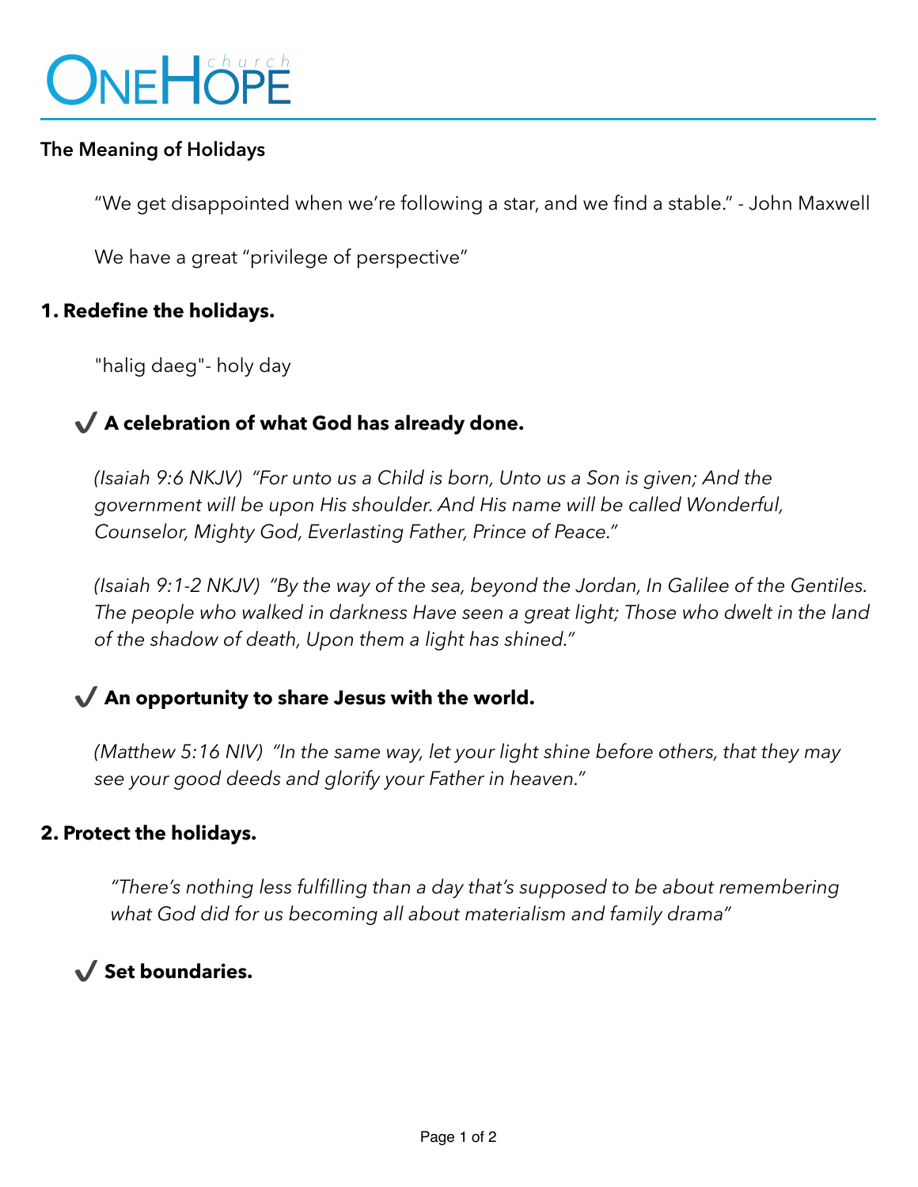# OneHope church

**The Meaning of Holidays**

"We get disappointed when we're following a star, and we find a stable." - John Maxwell

We have a great "privilege of perspective"

## 1. Redefine the holidays.

"halig daeg"- holy day

### ✔ A celebration of what God has already done.

*(Isaiah 9:6 NKJV) "For unto us a Child is born, Unto us a Son is given; And the government will be upon His shoulder. And His name will be called Wonderful, Counselor, Mighty God, Everlasting Father, Prince of Peace."*

*(Isaiah 9:1-2 NKJV) "By the way of the sea, beyond the Jordan, In Galilee of the Gentiles. The people who walked in darkness Have seen a great light; Those who dwelt in the land of the shadow of death, Upon them a light has shined."*

### ✔ An opportunity to share Jesus with the world.

*(Matthew 5:16 NIV) "In the same way, let your light shine before others, that they may see your good deeds and glorify your Father in heaven."*

## 2. Protect the holidays.

*"There's nothing less fulfilling than a day that's supposed to be about remembering what God did for us becoming all about materialism and family drama"*

### ✔ Set boundaries.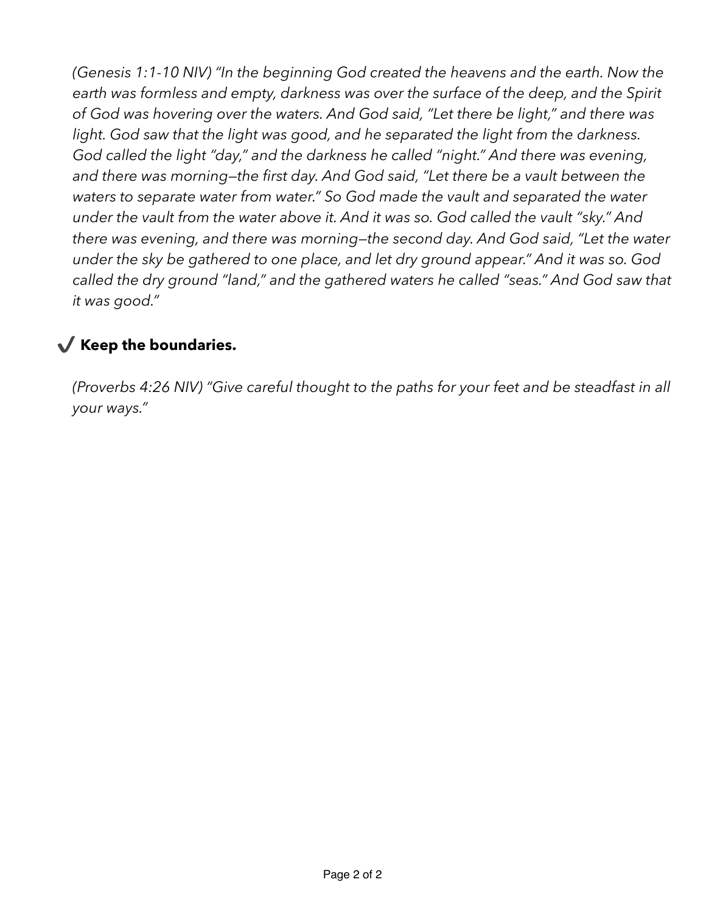*(Genesis 1:1-10 NIV) "In the beginning God created the heavens and the earth. Now the earth was formless and empty, darkness was over the surface of the deep, and the Spirit of God was hovering over the waters. And God said, "Let there be light," and there was light. God saw that the light was good, and he separated the light from the darkness. God called the light "day," and the darkness he called "night." And there was evening, and there was morning—the first day. And God said, "Let there be a vault between the waters to separate water from water." So God made the vault and separated the water under the vault from the water above it. And it was so. God called the vault "sky." And there was evening, and there was morning—the second day. And God said, "Let the water under the sky be gathered to one place, and let dry ground appear." And it was so. God called the dry ground "land," and the gathered waters he called "seas." And God saw that it was good."*

✔ **Keep the boundaries.**

*(Proverbs 4:26 NIV) "Give careful thought to the paths for your feet and be steadfast in all your ways."*